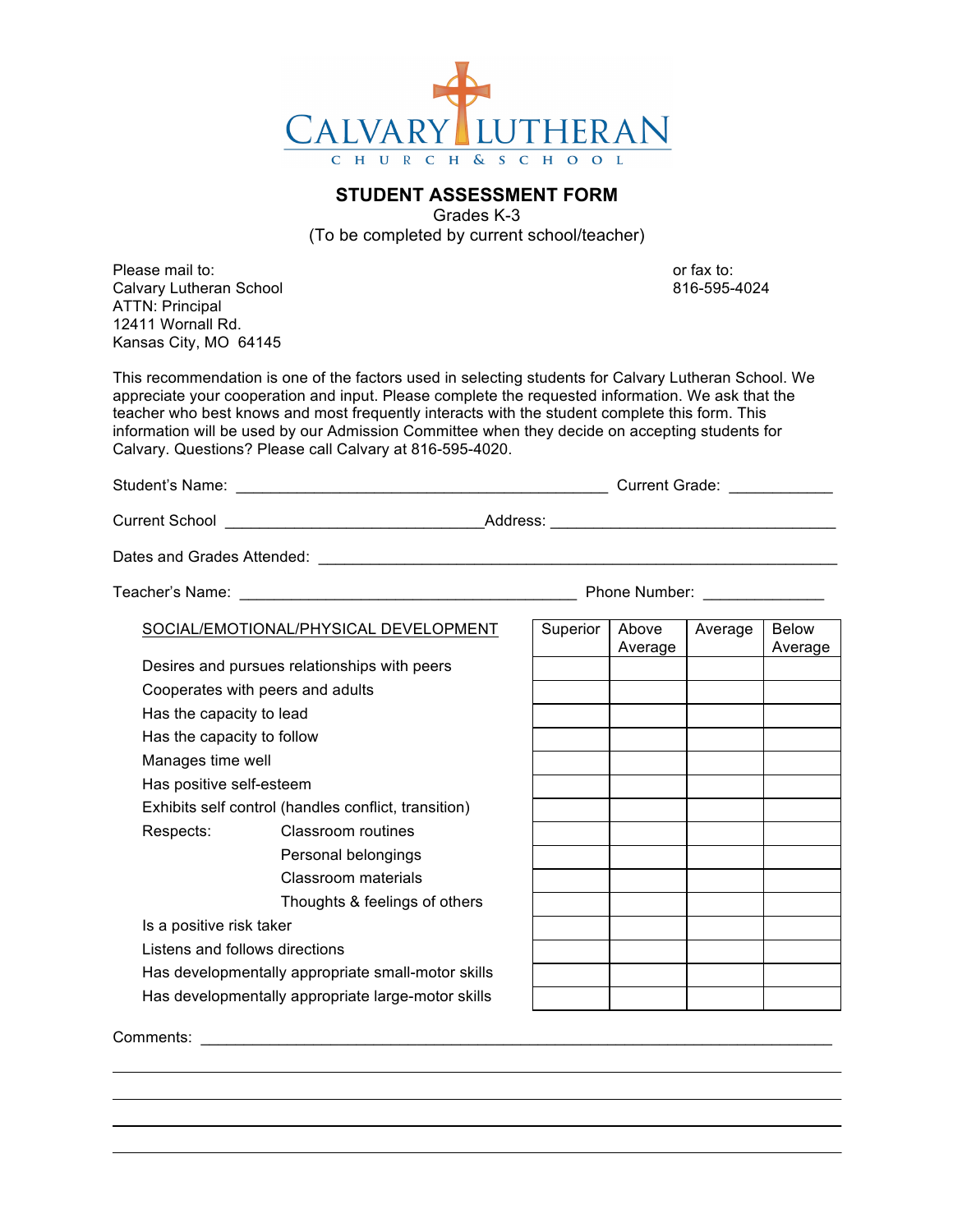# CALVARY LUTHERAN

CHURCH & SCHOOL

## STUDENT ASSESSMENT FORM

Grades K-3

(To be completed by current school/teacher)

Please mail to:
Calvary Lutheran School
ATTN: Principal
12411 Wornall Rd.
Kansas City, MO 64145

or fax to:
816-595-4024

This recommendation is one of the factors used in selecting students for Calvary Lutheran School. We appreciate your cooperation and input. Please complete the requested information. We ask that the teacher who best knows and most frequently interacts with the student complete this form. This information will be used by our Admission Committee when they decide on accepting students for Calvary. Questions? Please call Calvary at 816-595-4020.

Student's Name: ______________________________________________ Current Grade: ____________

Current School ________________________________Address: __________________________________

Dates and Grades Attended: ______________________________________________________________

Teacher's Name: ________________________________________ Phone Number: ______________

| SOCIAL/EMOTIONAL/PHYSICAL DEVELOPMENT | Superior | Above Average | Average | Below Average |
|---|---|---|---|---|
| Desires and pursues relationships with peers | | | | |
| Cooperates with peers and adults | | | | |
| Has the capacity to lead | | | | |
| Has the capacity to follow | | | | |
| Manages time well | | | | |
| Has positive self-esteem | | | | |
| Exhibits self control (handles conflict, transition) | | | | |
| Respects: Classroom routines | | | | |
| Personal belongings | | | | |
| Classroom materials | | | | |
| Thoughts & feelings of others | | | | |
| Is a positive risk taker | | | | |
| Listens and follows directions | | | | |
| Has developmentally appropriate small-motor skills | | | | |
| Has developmentally appropriate large-motor skills | | | | |

Comments: ____________________________________________________________________________

______________________________________________________________________________________

______________________________________________________________________________________

______________________________________________________________________________________

______________________________________________________________________________________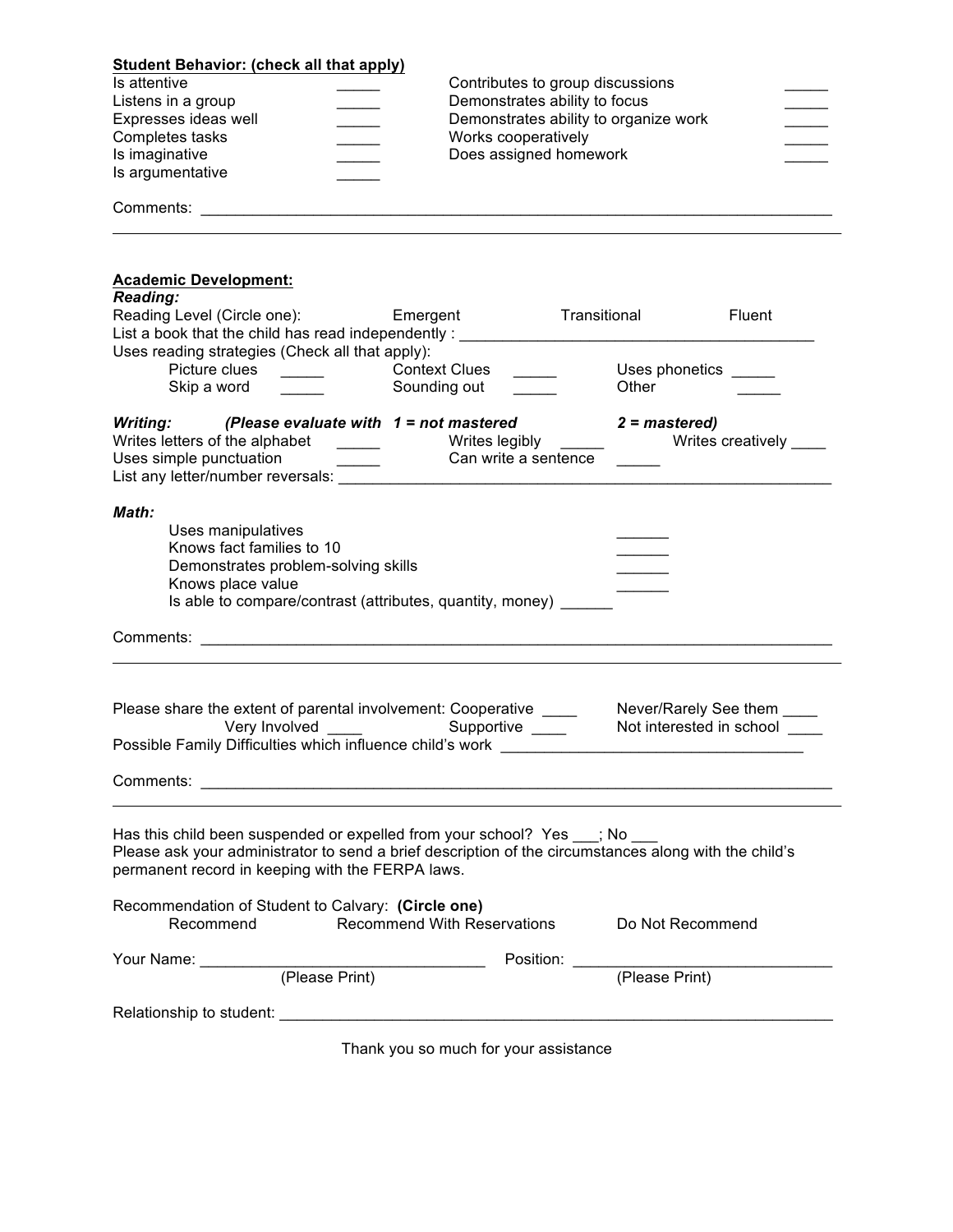**Student Behavior: (check all that apply)**

| | | | |
|---|---|---|---|
| Is attentive | _____ | Contributes to group discussions | _____ |
| Listens in a group | _____ | Demonstrates ability to focus | _____ |
| Expresses ideas well | _____ | Demonstrates ability to organize work | _____ |
| Completes tasks | _____ | Works cooperatively | _____ |
| Is imaginative | _____ | Does assigned homework | _____ |
| Is argumentative | _____ | | |

Comments: ______________________________________________________________________________

______________________________________________________________________________

**Academic Development:**

***Reading:***

Reading Level (Circle one): Emergent Transitional Fluent

List a book that the child has read independently : ________________________________________

Uses reading strategies (Check all that apply):

| | | | | | |
|---|---|---|---|---|---|
| Picture clues | _____ | Context Clues | _____ | Uses phonetics | _____ |
| Skip a word | _____ | Sounding out | _____ | Other | _____ |

***Writing:*** ***(Please evaluate with 1 = not mastered 2 = mastered)***

| | | | | | |
|---|---|---|---|---|---|
| Writes letters of the alphabet | _____ | Writes legibly | _____ | Writes creatively | ____ |
| Uses simple punctuation | _____ | Can write a sentence | _____ | | |

List any letter/number reversals: ________________________________________________________

***Math:***

| | |
|---|---|
| Uses manipulatives | ______ |
| Knows fact families to 10 | ______ |
| Demonstrates problem-solving skills | ______ |
| Knows place value | ______ |
| Is able to compare/contrast (attributes, quantity, money) | ______ |

Comments: ______________________________________________________________________________

______________________________________________________________________________

Please share the extent of parental involvement: Cooperative ____ Never/Rarely See them ____

Very Involved ____ Supportive ____ Not interested in school ____

Possible Family Difficulties which influence child's work ____________________________________

Comments: ______________________________________________________________________________

______________________________________________________________________________

Has this child been suspended or expelled from your school? Yes ___; No ___

Please ask your administrator to send a brief description of the circumstances along with the child's permanent record in keeping with the FERPA laws.

Recommendation of Student to Calvary: **(Circle one)**

Recommend Recommend With Reservations Do Not Recommend

Your Name: _________________________________ Position: ______________________________

(Please Print) (Please Print)

Relationship to student: ________________________________________________________________

Thank you so much for your assistance